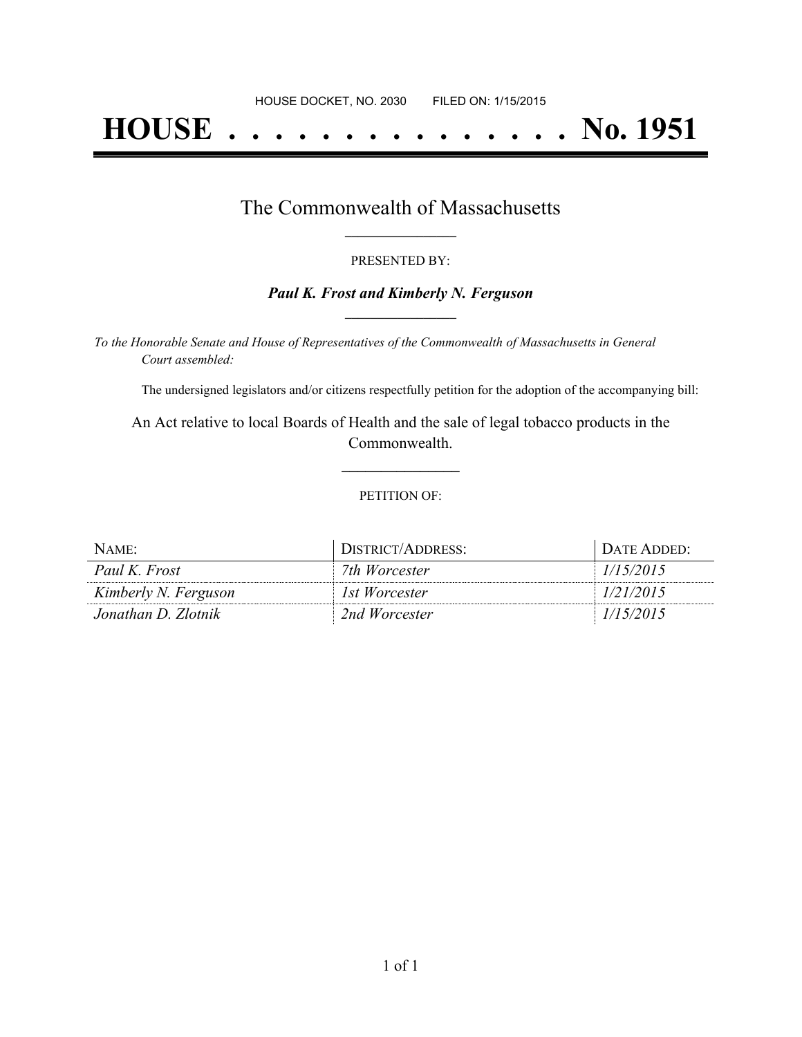HOUSE DOCKET, NO. 2030 FILED ON: 1/15/2015

# HOUSE . . . . . . . . . . . . . . . No. 1951

## The Commonwealth of Massachusetts

PRESENTED BY:

***Paul K. Frost and Kimberly N. Ferguson***

*To the Honorable Senate and House of Representatives of the Commonwealth of Massachusetts in General Court assembled:*

The undersigned legislators and/or citizens respectfully petition for the adoption of the accompanying bill:

An Act relative to local Boards of Health and the sale of legal tobacco products in the Commonwealth.

PETITION OF:

| NAME: | DISTRICT/ADDRESS: | DATE ADDED: |
|---|---|---|
| *Paul K. Frost* | *7th Worcester* | *1/15/2015* |
| *Kimberly N. Ferguson* | *1st Worcester* | *1/21/2015* |
| *Jonathan D. Zlotnik* | *2nd Worcester* | *1/15/2015* |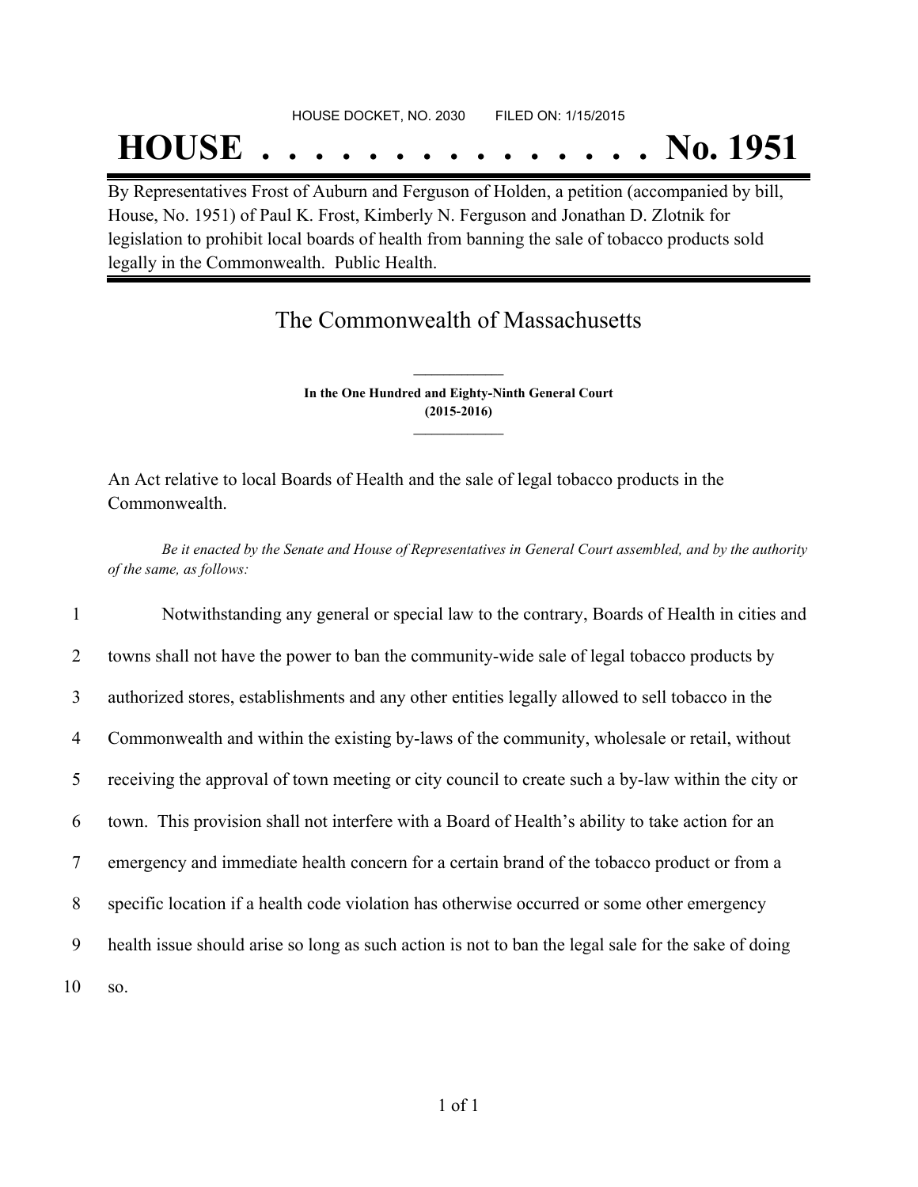HOUSE DOCKET, NO. 2030        FILED ON: 1/15/2015

# HOUSE . . . . . . . . . . . . . . . No. 1951

By Representatives Frost of Auburn and Ferguson of Holden, a petition (accompanied by bill, House, No. 1951) of Paul K. Frost, Kimberly N. Ferguson and Jonathan D. Zlotnik for legislation to prohibit local boards of health from banning the sale of tobacco products sold legally in the Commonwealth. Public Health.

## The Commonwealth of Massachusetts

**In the One Hundred and Eighty-Ninth General Court**
**(2015-2016)**

An Act relative to local Boards of Health and the sale of legal tobacco products in the Commonwealth.

*Be it enacted by the Senate and House of Representatives in General Court assembled, and by the authority of the same, as follows:*

1 Notwithstanding any general or special law to the contrary, Boards of Health in cities and
2 towns shall not have the power to ban the community-wide sale of legal tobacco products by
3 authorized stores, establishments and any other entities legally allowed to sell tobacco in the
4 Commonwealth and within the existing by-laws of the community, wholesale or retail, without
5 receiving the approval of town meeting or city council to create such a by-law within the city or
6 town. This provision shall not interfere with a Board of Health's ability to take action for an
7 emergency and immediate health concern for a certain brand of the tobacco product or from a
8 specific location if a health code violation has otherwise occurred or some other emergency
9 health issue should arise so long as such action is not to ban the legal sale for the sake of doing
10 so.